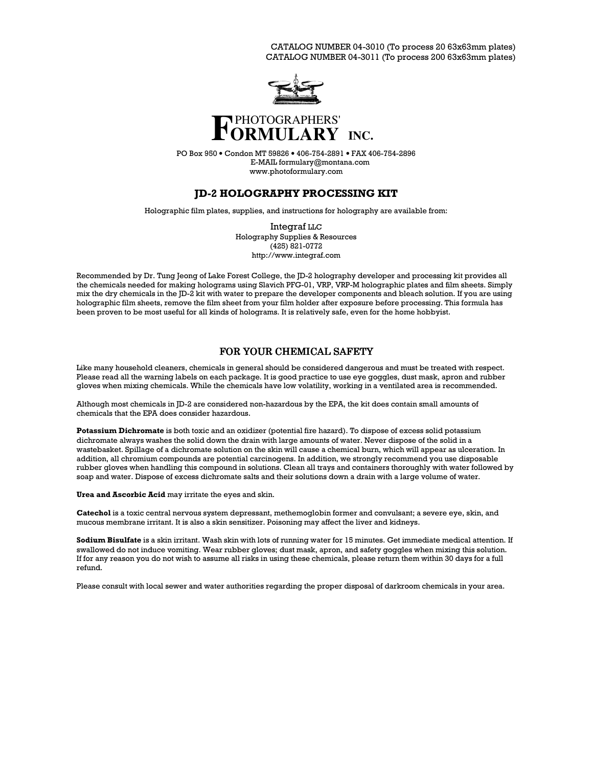CATALOG NUMBER 04-3010 (To process 20 63x63mm plates)
CATALOG NUMBER 04-3011 (To process 200 63x63mm plates)

PHOTOGRAPHERS' FORMULARY INC.

PO Box 950 • Condon MT 59826 • 406-754-2891 • FAX 406-754-2896
E-MAIL formulary@montana.com
www.photoformulary.com

## JD-2 HOLOGRAPHY PROCESSING KIT

Holographic film plates, supplies, and instructions for holography are available from:

Integraf LLC
Holography Supplies & Resources
(425) 821-0772
http://www.integraf.com

Recommended by Dr. Tung Jeong of Lake Forest College, the JD-2 holography developer and processing kit provides all the chemicals needed for making holograms using Slavich PFG-01, VRP, VRP-M holographic plates and film sheets. Simply mix the dry chemicals in the JD-2 kit with water to prepare the developer components and bleach solution. If you are using holographic film sheets, remove the film sheet from your film holder after exposure before processing. This formula has been proven to be most useful for all kinds of holograms. It is relatively safe, even for the home hobbyist.

## FOR YOUR CHEMICAL SAFETY

Like many household cleaners, chemicals in general should be considered dangerous and must be treated with respect. Please read all the warning labels on each package. It is good practice to use eye goggles, dust mask, apron and rubber gloves when mixing chemicals. While the chemicals have low volatility, working in a ventilated area is recommended.

Although most chemicals in JD-2 are considered non-hazardous by the EPA, the kit does contain small amounts of chemicals that the EPA does consider hazardous.

**Potassium Dichromate** is both toxic and an oxidizer (potential fire hazard). To dispose of excess solid potassium dichromate always washes the solid down the drain with large amounts of water. Never dispose of the solid in a wastebasket. Spillage of a dichromate solution on the skin will cause a chemical burn, which will appear as ulceration. In addition, all chromium compounds are potential carcinogens. In addition, we strongly recommend you use disposable rubber gloves when handling this compound in solutions. Clean all trays and containers thoroughly with water followed by soap and water. Dispose of excess dichromate salts and their solutions down a drain with a large volume of water.

**Urea and Ascorbic Acid** may irritate the eyes and skin.

**Catechol** is a toxic central nervous system depressant, methemoglobin former and convulsant; a severe eye, skin, and mucous membrane irritant. It is also a skin sensitizer. Poisoning may affect the liver and kidneys.

**Sodium Bisulfate** is a skin irritant. Wash skin with lots of running water for 15 minutes. Get immediate medical attention. If swallowed do not induce vomiting. Wear rubber gloves; dust mask, apron, and safety goggles when mixing this solution. If for any reason you do not wish to assume all risks in using these chemicals, please return them within 30 days for a full refund.

Please consult with local sewer and water authorities regarding the proper disposal of darkroom chemicals in your area.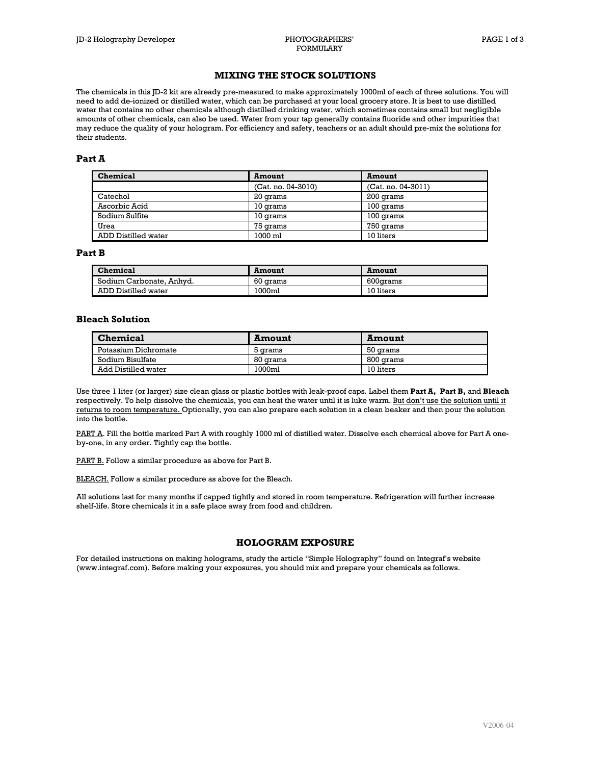## MIXING THE STOCK SOLUTIONS

The chemicals in this JD-2 kit are already pre-measured to make approximately 1000ml of each of three solutions. You will need to add de-ionized or distilled water, which can be purchased at your local grocery store. It is best to use distilled water that contains no other chemicals although distilled drinking water, which sometimes contains small but negligible amounts of other chemicals, can also be used. Water from your tap generally contains fluoride and other impurities that may reduce the quality of your hologram. For efficiency and safety, teachers or an adult should pre-mix the solutions for their students.

### Part A

| Chemical | Amount | Amount |
|---|---|---|
| | (Cat. no. 04-3010) | (Cat. no. 04-3011) |
| Catechol | 20 grams | 200 grams |
| Ascorbic Acid | 10 grams | 100 grams |
| Sodium Sulfite | 10 grams | 100 grams |
| Urea | 75 grams | 750 grams |
| ADD Distilled water | 1000 ml | 10 liters |

### Part B

| Chemical | Amount | Amount |
|---|---|---|
| Sodium Carbonate, Anhyd. | 60 grams | 600grams |
| ADD Distilled water | 1000ml | 10 liters |

### Bleach Solution

| Chemical | Amount | Amount |
|---|---|---|
| Potassium Dichromate | 5 grams | 50 grams |
| Sodium Bisulfate | 80 grams | 800 grams |
| Add Distilled water | 1000ml | 10 liters |

Use three 1 liter (or larger) size clean glass or plastic bottles with leak-proof caps. Label them **Part A, Part B,** and **Bleach** respectively. To help dissolve the chemicals, you can heat the water until it is luke warm. <u>But don't use the solution until it returns to room temperature.</u> Optionally, you can also prepare each solution in a clean beaker and then pour the solution into the bottle.

<u>PART A</u>. Fill the bottle marked Part A with roughly 1000 ml of distilled water. Dissolve each chemical above for Part A one-by-one, in any order. Tightly cap the bottle.

<u>PART B.</u> Follow a similar procedure as above for Part B.

<u>BLEACH.</u> Follow a similar procedure as above for the Bleach.

All solutions last for many months if capped tightly and stored in room temperature. Refrigeration will further increase shelf-life. Store chemicals it in a safe place away from food and children.

## HOLOGRAM EXPOSURE

For detailed instructions on making holograms, study the article "Simple Holography" found on Integraf's website (www.integraf.com). Before making your exposures, you should mix and prepare your chemicals as follows.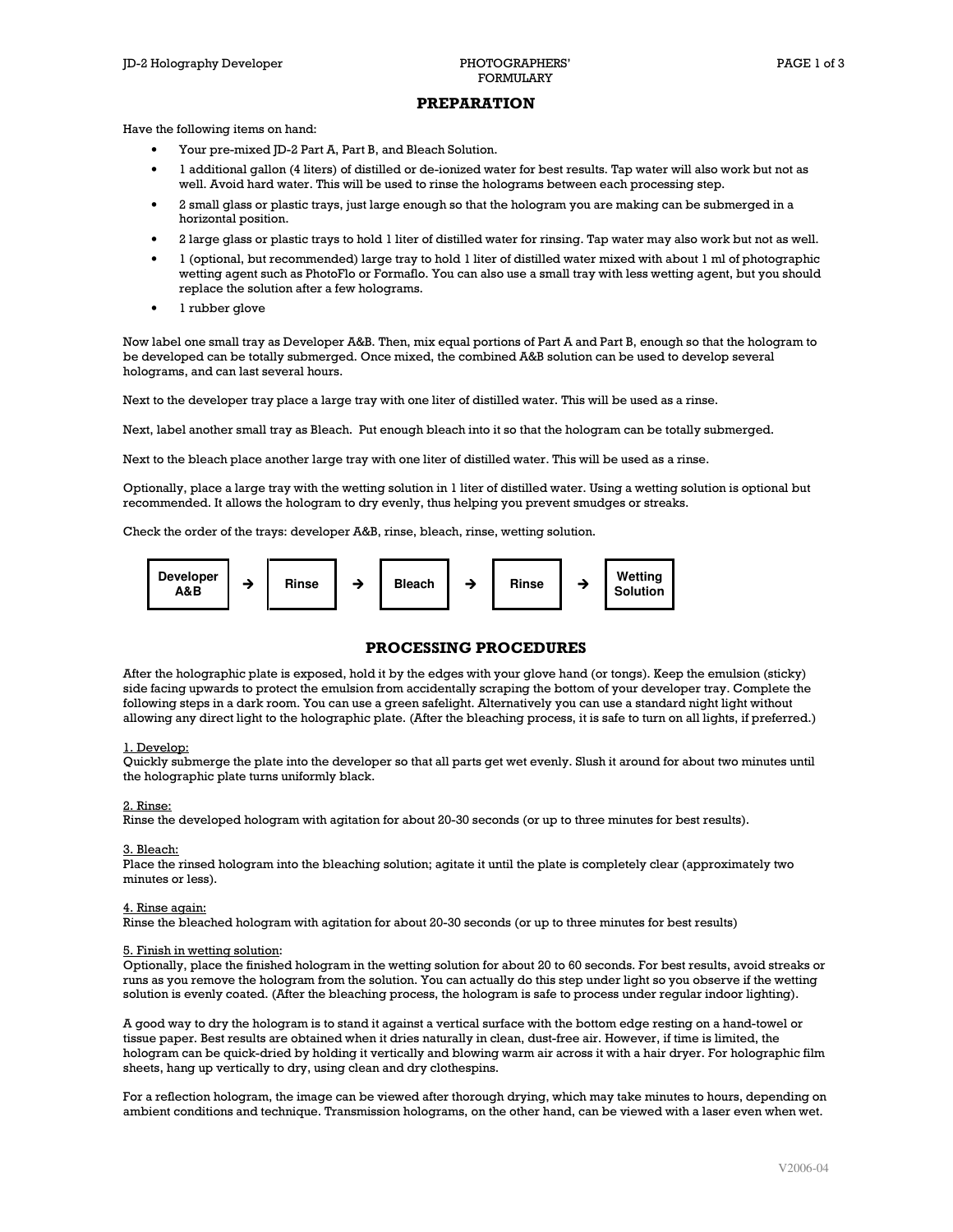## PREPARATION

Have the following items on hand:

- Your pre-mixed JD-2 Part A, Part B, and Bleach Solution.
- 1 additional gallon (4 liters) of distilled or de-ionized water for best results. Tap water will also work but not as well. Avoid hard water. This will be used to rinse the holograms between each processing step.
- 2 small glass or plastic trays, just large enough so that the hologram you are making can be submerged in a horizontal position.
- 2 large glass or plastic trays to hold 1 liter of distilled water for rinsing. Tap water may also work but not as well.
- 1 (optional, but recommended) large tray to hold 1 liter of distilled water mixed with about 1 ml of photographic wetting agent such as PhotoFlo or Formaflo. You can also use a small tray with less wetting agent, but you should replace the solution after a few holograms.
- 1 rubber glove

Now label one small tray as Developer A&B. Then, mix equal portions of Part A and Part B, enough so that the hologram to be developed can be totally submerged. Once mixed, the combined A&B solution can be used to develop several holograms, and can last several hours.

Next to the developer tray place a large tray with one liter of distilled water. This will be used as a rinse.

Next, label another small tray as Bleach. Put enough bleach into it so that the hologram can be totally submerged.

Next to the bleach place another large tray with one liter of distilled water. This will be used as a rinse.

Optionally, place a large tray with the wetting solution in 1 liter of distilled water. Using a wetting solution is optional but recommended. It allows the hologram to dry evenly, thus helping you prevent smudges or streaks.

Check the order of the trays: developer A&B, rinse, bleach, rinse, wetting solution.

Developer A&B → Rinse → Bleach → Rinse → Wetting Solution

## PROCESSING PROCEDURES

After the holographic plate is exposed, hold it by the edges with your glove hand (or tongs). Keep the emulsion (sticky) side facing upwards to protect the emulsion from accidentally scraping the bottom of your developer tray. Complete the following steps in a dark room. You can use a green safelight. Alternatively you can use a standard night light without allowing any direct light to the holographic plate. (After the bleaching process, it is safe to turn on all lights, if preferred.)

1. Develop:
Quickly submerge the plate into the developer so that all parts get wet evenly. Slush it around for about two minutes until the holographic plate turns uniformly black.

2. Rinse:
Rinse the developed hologram with agitation for about 20-30 seconds (or up to three minutes for best results).

3. Bleach:
Place the rinsed hologram into the bleaching solution; agitate it until the plate is completely clear (approximately two minutes or less).

4. Rinse again:
Rinse the bleached hologram with agitation for about 20-30 seconds (or up to three minutes for best results)

5. Finish in wetting solution:
Optionally, place the finished hologram in the wetting solution for about 20 to 60 seconds. For best results, avoid streaks or runs as you remove the hologram from the solution. You can actually do this step under light so you observe if the wetting solution is evenly coated. (After the bleaching process, the hologram is safe to process under regular indoor lighting).

A good way to dry the hologram is to stand it against a vertical surface with the bottom edge resting on a hand-towel or tissue paper. Best results are obtained when it dries naturally in clean, dust-free air. However, if time is limited, the hologram can be quick-dried by holding it vertically and blowing warm air across it with a hair dryer. For holographic film sheets, hang up vertically to dry, using clean and dry clothespins.

For a reflection hologram, the image can be viewed after thorough drying, which may take minutes to hours, depending on ambient conditions and technique. Transmission holograms, on the other hand, can be viewed with a laser even when wet.